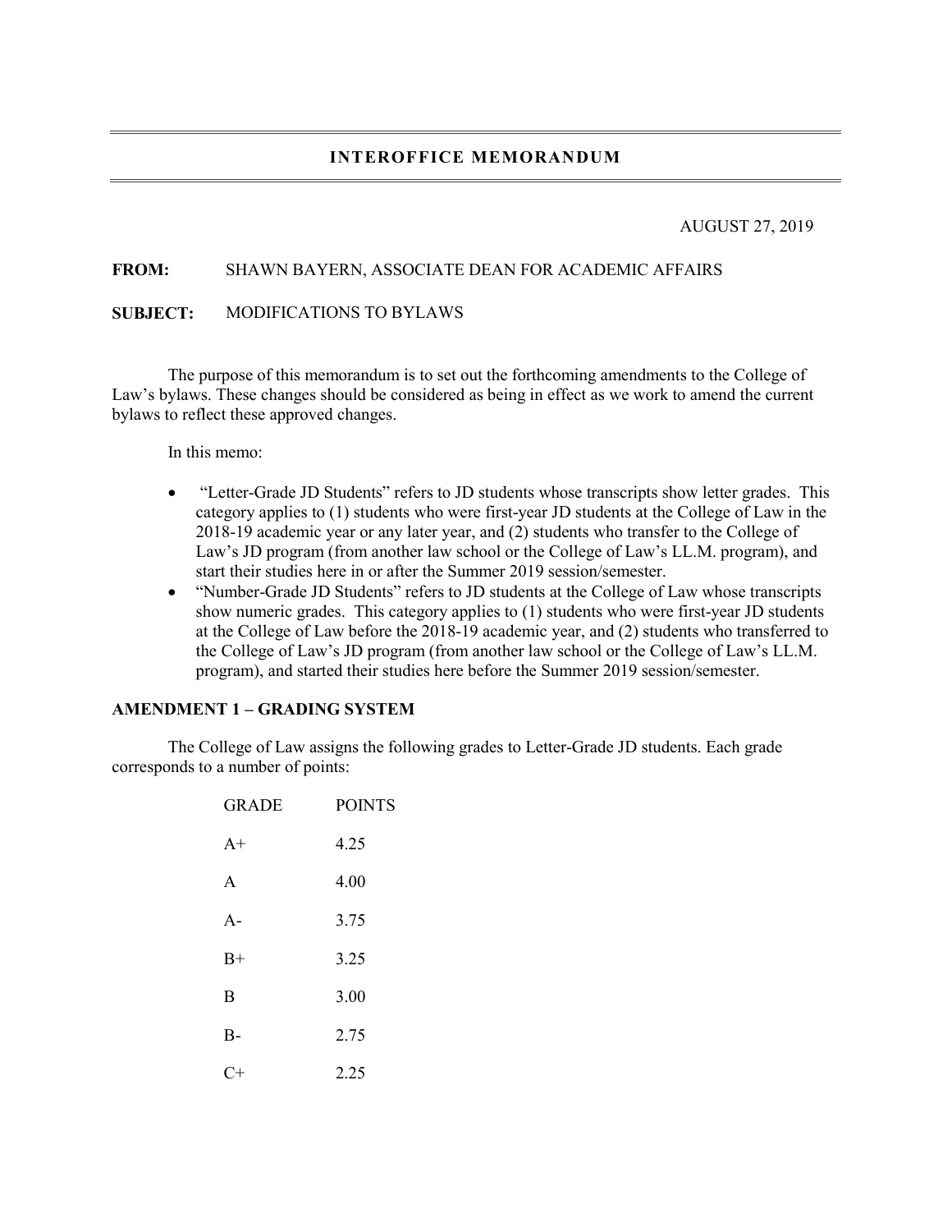# INTEROFFICE MEMORANDUM

AUGUST 27, 2019

**FROM:** SHAWN BAYERN, ASSOCIATE DEAN FOR ACADEMIC AFFAIRS

**SUBJECT:** MODIFICATIONS TO BYLAWS

The purpose of this memorandum is to set out the forthcoming amendments to the College of Law's bylaws. These changes should be considered as being in effect as we work to amend the current bylaws to reflect these approved changes.

In this memo:

- "Letter-Grade JD Students" refers to JD students whose transcripts show letter grades. This category applies to (1) students who were first-year JD students at the College of Law in the 2018-19 academic year or any later year, and (2) students who transfer to the College of Law's JD program (from another law school or the College of Law's LL.M. program), and start their studies here in or after the Summer 2019 session/semester.
- "Number-Grade JD Students" refers to JD students at the College of Law whose transcripts show numeric grades. This category applies to (1) students who were first-year JD students at the College of Law before the 2018-19 academic year, and (2) students who transferred to the College of Law's JD program (from another law school or the College of Law's LL.M. program), and started their studies here before the Summer 2019 session/semester.

**AMENDMENT 1 – GRADING SYSTEM**

The College of Law assigns the following grades to Letter-Grade JD students. Each grade corresponds to a number of points:

| GRADE | POINTS |
|---|---|
| A+ | 4.25 |
| A | 4.00 |
| A- | 3.75 |
| B+ | 3.25 |
| B | 3.00 |
| B- | 2.75 |
| C+ | 2.25 |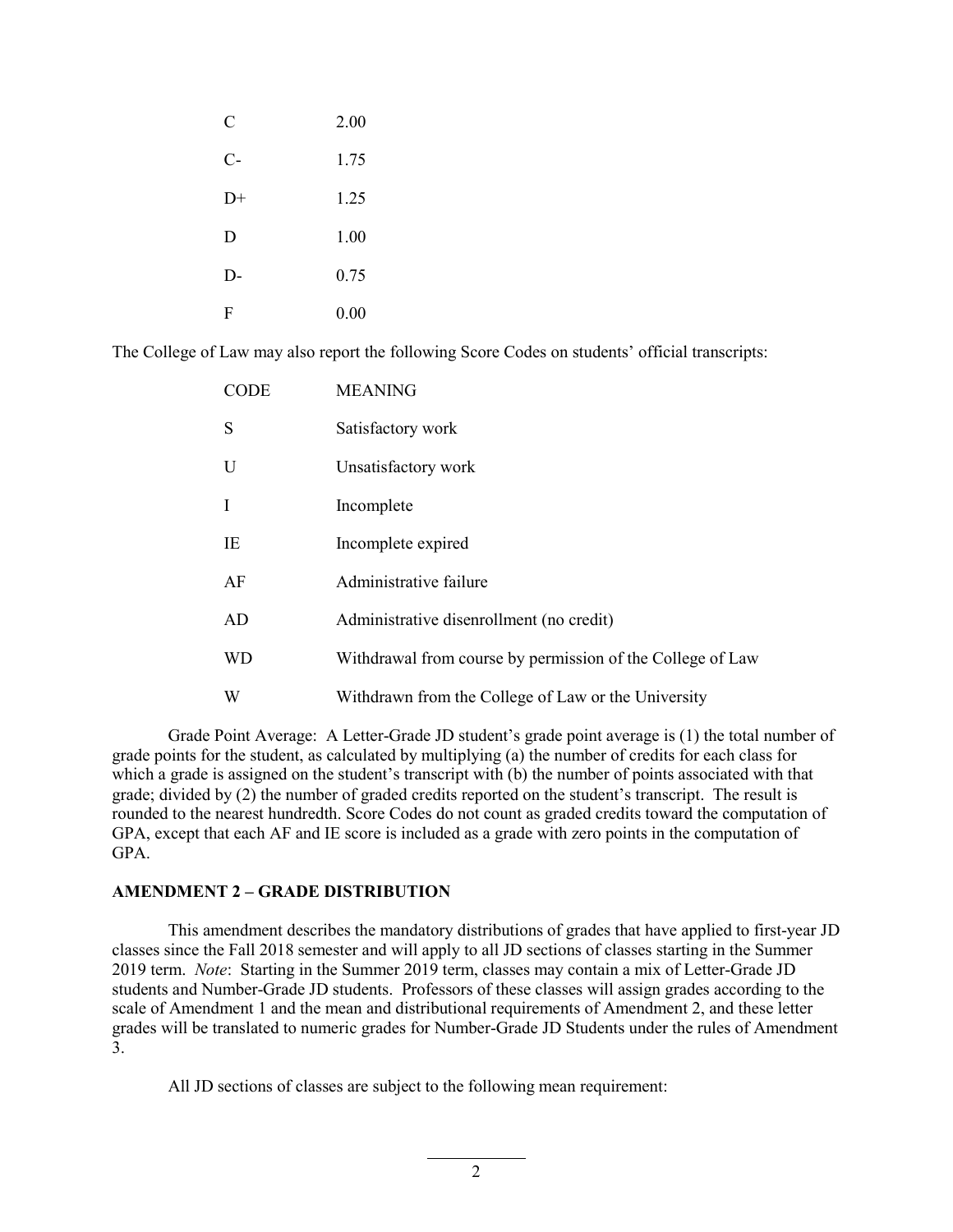| | |
|---|---|
| C | 2.00 |
| C- | 1.75 |
| D+ | 1.25 |
| D | 1.00 |
| D- | 0.75 |
| F | 0.00 |

The College of Law may also report the following Score Codes on students' official transcripts:

| CODE | MEANING |
|---|---|
| S | Satisfactory work |
| U | Unsatisfactory work |
| I | Incomplete |
| IE | Incomplete expired |
| AF | Administrative failure |
| AD | Administrative disenrollment (no credit) |
| WD | Withdrawal from course by permission of the College of Law |
| W | Withdrawn from the College of Law or the University |

Grade Point Average: A Letter-Grade JD student's grade point average is (1) the total number of grade points for the student, as calculated by multiplying (a) the number of credits for each class for which a grade is assigned on the student's transcript with (b) the number of points associated with that grade; divided by (2) the number of graded credits reported on the student's transcript. The result is rounded to the nearest hundredth. Score Codes do not count as graded credits toward the computation of GPA, except that each AF and IE score is included as a grade with zero points in the computation of GPA.

**AMENDMENT 2 – GRADE DISTRIBUTION**

This amendment describes the mandatory distributions of grades that have applied to first-year JD classes since the Fall 2018 semester and will apply to all JD sections of classes starting in the Summer 2019 term. *Note*: Starting in the Summer 2019 term, classes may contain a mix of Letter-Grade JD students and Number-Grade JD students. Professors of these classes will assign grades according to the scale of Amendment 1 and the mean and distributional requirements of Amendment 2, and these letter grades will be translated to numeric grades for Number-Grade JD Students under the rules of Amendment 3.

All JD sections of classes are subject to the following mean requirement: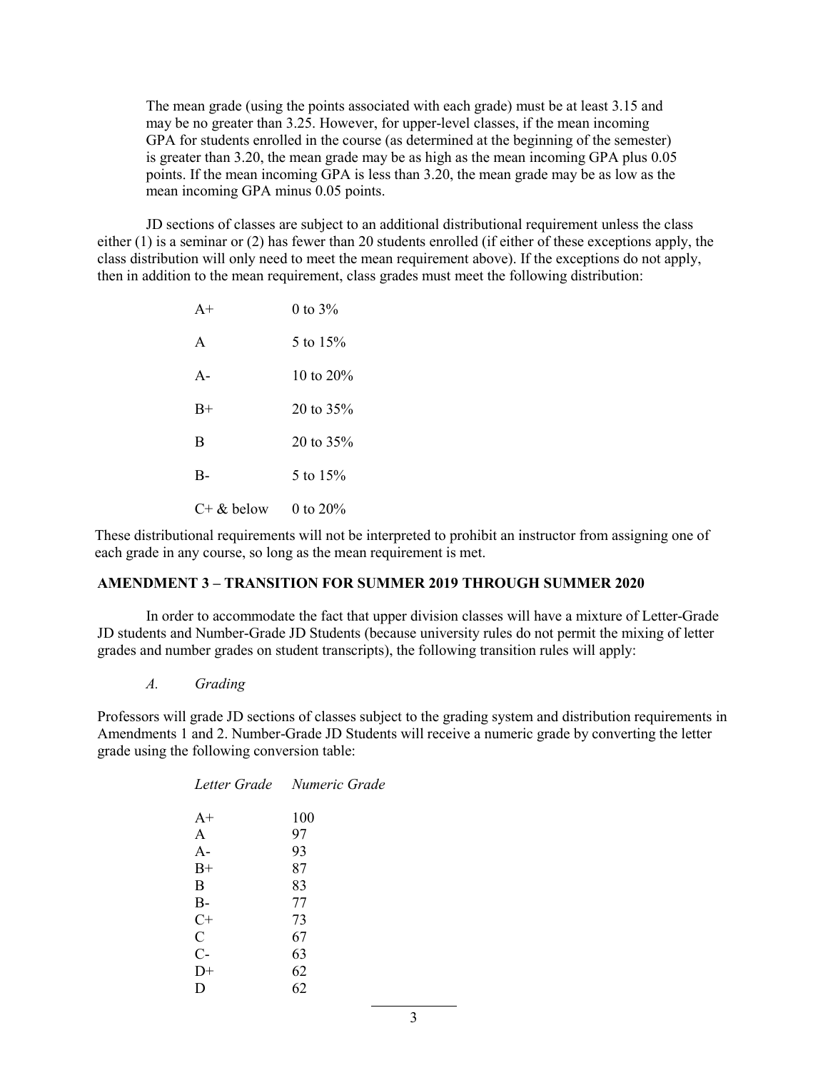The mean grade (using the points associated with each grade) must be at least 3.15 and may be no greater than 3.25. However, for upper-level classes, if the mean incoming GPA for students enrolled in the course (as determined at the beginning of the semester) is greater than 3.20, the mean grade may be as high as the mean incoming GPA plus 0.05 points. If the mean incoming GPA is less than 3.20, the mean grade may be as low as the mean incoming GPA minus 0.05 points.

JD sections of classes are subject to an additional distributional requirement unless the class either (1) is a seminar or (2) has fewer than 20 students enrolled (if either of these exceptions apply, the class distribution will only need to meet the mean requirement above). If the exceptions do not apply, then in addition to the mean requirement, class grades must meet the following distribution:

| | |
|---|---|
| A+ | 0 to 3% |
| A | 5 to 15% |
| A- | 10 to 20% |
| B+ | 20 to 35% |
| B | 20 to 35% |
| B- | 5 to 15% |
| C+ & below | 0 to 20% |

These distributional requirements will not be interpreted to prohibit an instructor from assigning one of each grade in any course, so long as the mean requirement is met.

## AMENDMENT 3 – TRANSITION FOR SUMMER 2019 THROUGH SUMMER 2020

In order to accommodate the fact that upper division classes will have a mixture of Letter-Grade JD students and Number-Grade JD Students (because university rules do not permit the mixing of letter grades and number grades on student transcripts), the following transition rules will apply:

### *A. Grading*

Professors will grade JD sections of classes subject to the grading system and distribution requirements in Amendments 1 and 2. Number-Grade JD Students will receive a numeric grade by converting the letter grade using the following conversion table:

| *Letter Grade* | *Numeric Grade* |
|---|---|
| A+ | 100 |
| A | 97 |
| A- | 93 |
| B+ | 87 |
| B | 83 |
| B- | 77 |
| C+ | 73 |
| C | 67 |
| C- | 63 |
| D+ | 62 |
| D | 62 |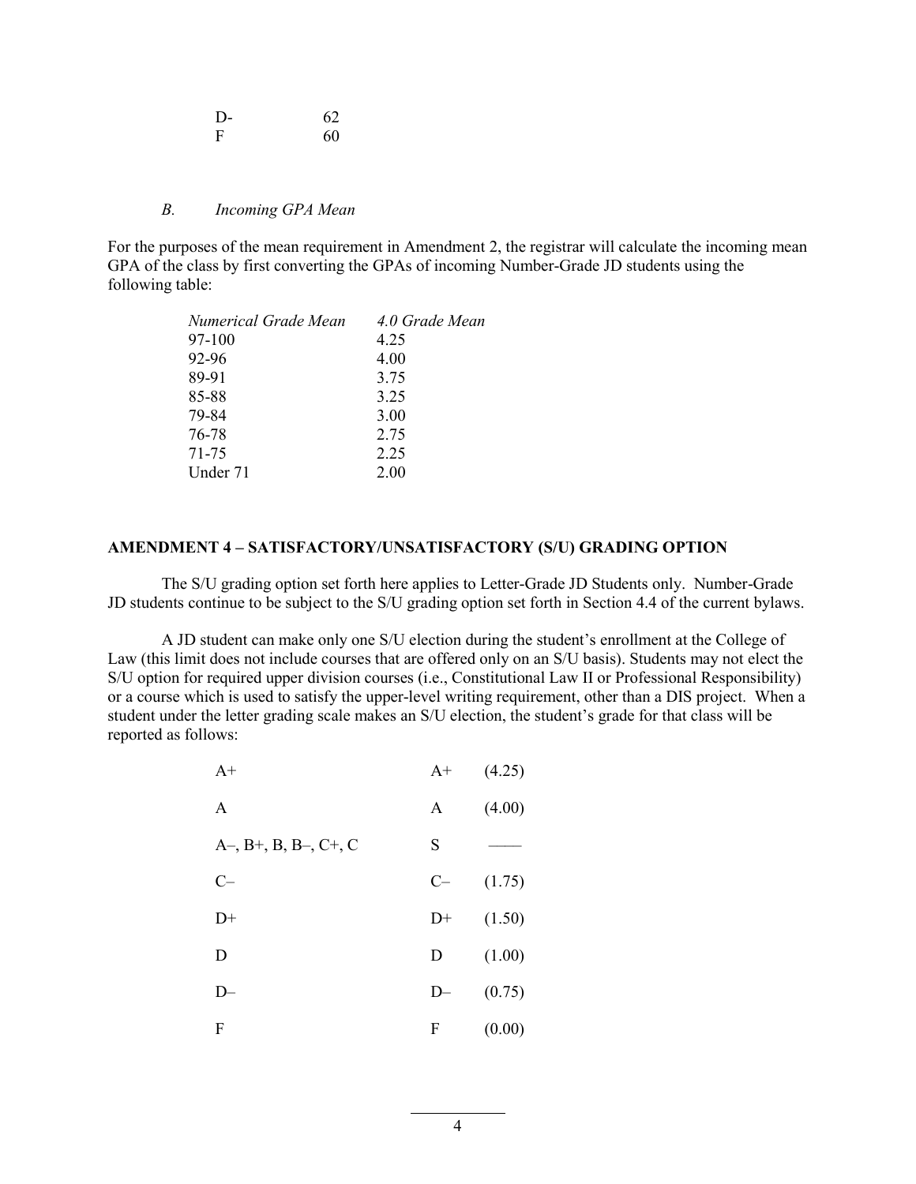| | |
|---|---|
| D- | 62 |
| F | 60 |

### *B. Incoming GPA Mean*

For the purposes of the mean requirement in Amendment 2, the registrar will calculate the incoming mean GPA of the class by first converting the GPAs of incoming Number-Grade JD students using the following table:

| *Numerical Grade Mean* | *4.0 Grade Mean* |
|---|---|
| 97-100 | 4.25 |
| 92-96 | 4.00 |
| 89-91 | 3.75 |
| 85-88 | 3.25 |
| 79-84 | 3.00 |
| 76-78 | 2.75 |
| 71-75 | 2.25 |
| Under 71 | 2.00 |

## AMENDMENT 4 – SATISFACTORY/UNSATISFACTORY (S/U) GRADING OPTION

The S/U grading option set forth here applies to Letter-Grade JD Students only. Number-Grade JD students continue to be subject to the S/U grading option set forth in Section 4.4 of the current bylaws.

A JD student can make only one S/U election during the student's enrollment at the College of Law (this limit does not include courses that are offered only on an S/U basis). Students may not elect the S/U option for required upper division courses (i.e., Constitutional Law II or Professional Responsibility) or a course which is used to satisfy the upper-level writing requirement, other than a DIS project. When a student under the letter grading scale makes an S/U election, the student's grade for that class will be reported as follows:

| | | |
|---|---|---|
| A+ | A+ | (4.25) |
| A | A | (4.00) |
| A–, B+, B, B–, C+, C | S | —— |
| C– | C– | (1.75) |
| D+ | D+ | (1.50) |
| D | D | (1.00) |
| D– | D– | (0.75) |
| F | F | (0.00) |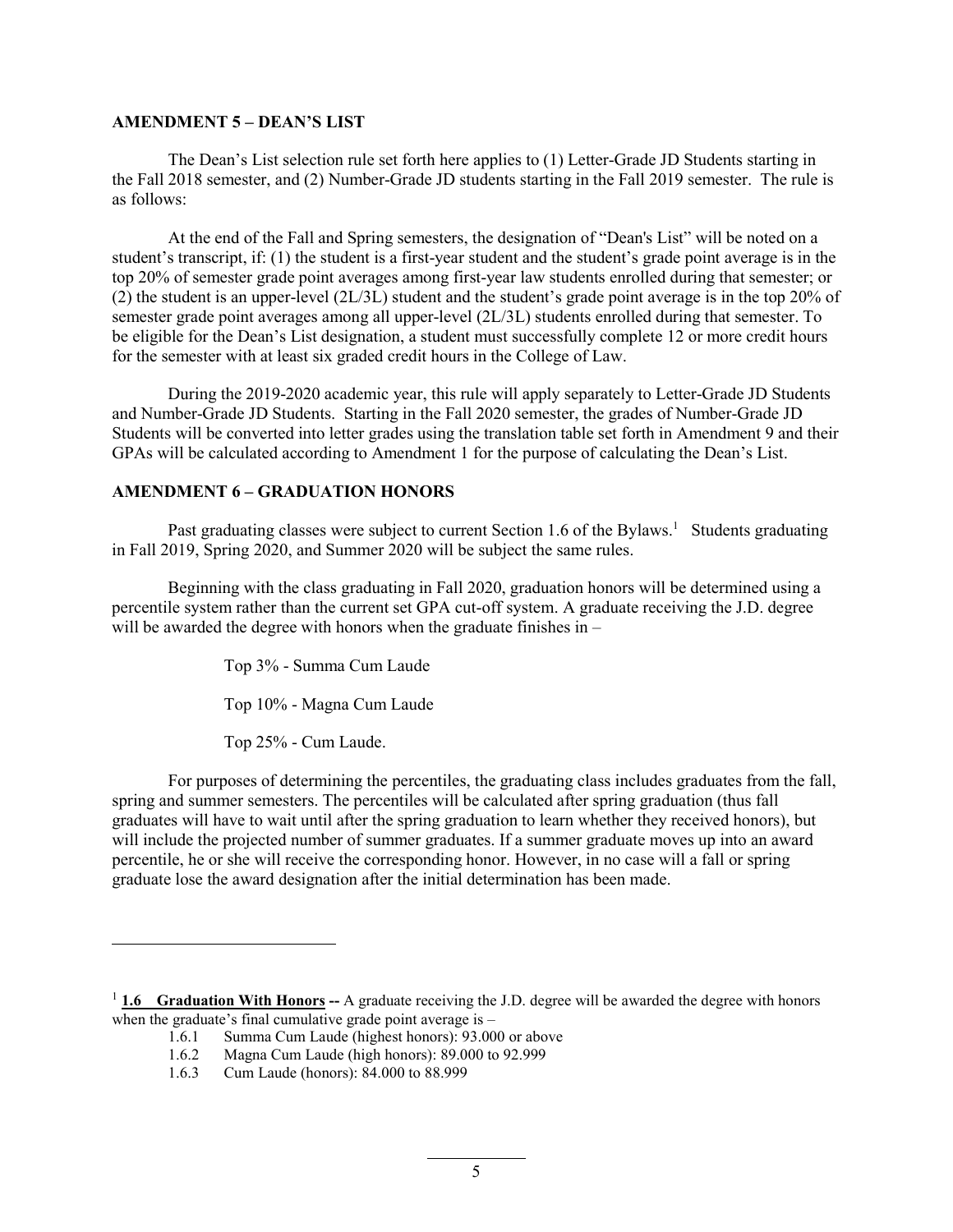## AMENDMENT 5 – DEAN'S LIST

The Dean's List selection rule set forth here applies to (1) Letter-Grade JD Students starting in the Fall 2018 semester, and (2) Number-Grade JD students starting in the Fall 2019 semester. The rule is as follows:

At the end of the Fall and Spring semesters, the designation of "Dean's List" will be noted on a student's transcript, if: (1) the student is a first-year student and the student's grade point average is in the top 20% of semester grade point averages among first-year law students enrolled during that semester; or (2) the student is an upper-level (2L/3L) student and the student's grade point average is in the top 20% of semester grade point averages among all upper-level (2L/3L) students enrolled during that semester. To be eligible for the Dean's List designation, a student must successfully complete 12 or more credit hours for the semester with at least six graded credit hours in the College of Law.

During the 2019-2020 academic year, this rule will apply separately to Letter-Grade JD Students and Number-Grade JD Students. Starting in the Fall 2020 semester, the grades of Number-Grade JD Students will be converted into letter grades using the translation table set forth in Amendment 9 and their GPAs will be calculated according to Amendment 1 for the purpose of calculating the Dean's List.

## AMENDMENT 6 – GRADUATION HONORS

Past graduating classes were subject to current Section 1.6 of the Bylaws.[1] Students graduating in Fall 2019, Spring 2020, and Summer 2020 will be subject the same rules.

Beginning with the class graduating in Fall 2020, graduation honors will be determined using a percentile system rather than the current set GPA cut-off system. A graduate receiving the J.D. degree will be awarded the degree with honors when the graduate finishes in –

Top 3% - Summa Cum Laude

Top 10% - Magna Cum Laude

Top 25% - Cum Laude.

For purposes of determining the percentiles, the graduating class includes graduates from the fall, spring and summer semesters. The percentiles will be calculated after spring graduation (thus fall graduates will have to wait until after the spring graduation to learn whether they received honors), but will include the projected number of summer graduates. If a summer graduate moves up into an award percentile, he or she will receive the corresponding honor. However, in no case will a fall or spring graduate lose the award designation after the initial determination has been made.

---

[1] **1.6 Graduation With Honors --** A graduate receiving the J.D. degree will be awarded the degree with honors when the graduate's final cumulative grade point average is –

1.6.1 Summa Cum Laude (highest honors): 93.000 or above

1.6.2 Magna Cum Laude (high honors): 89.000 to 92.999

1.6.3 Cum Laude (honors): 84.000 to 88.999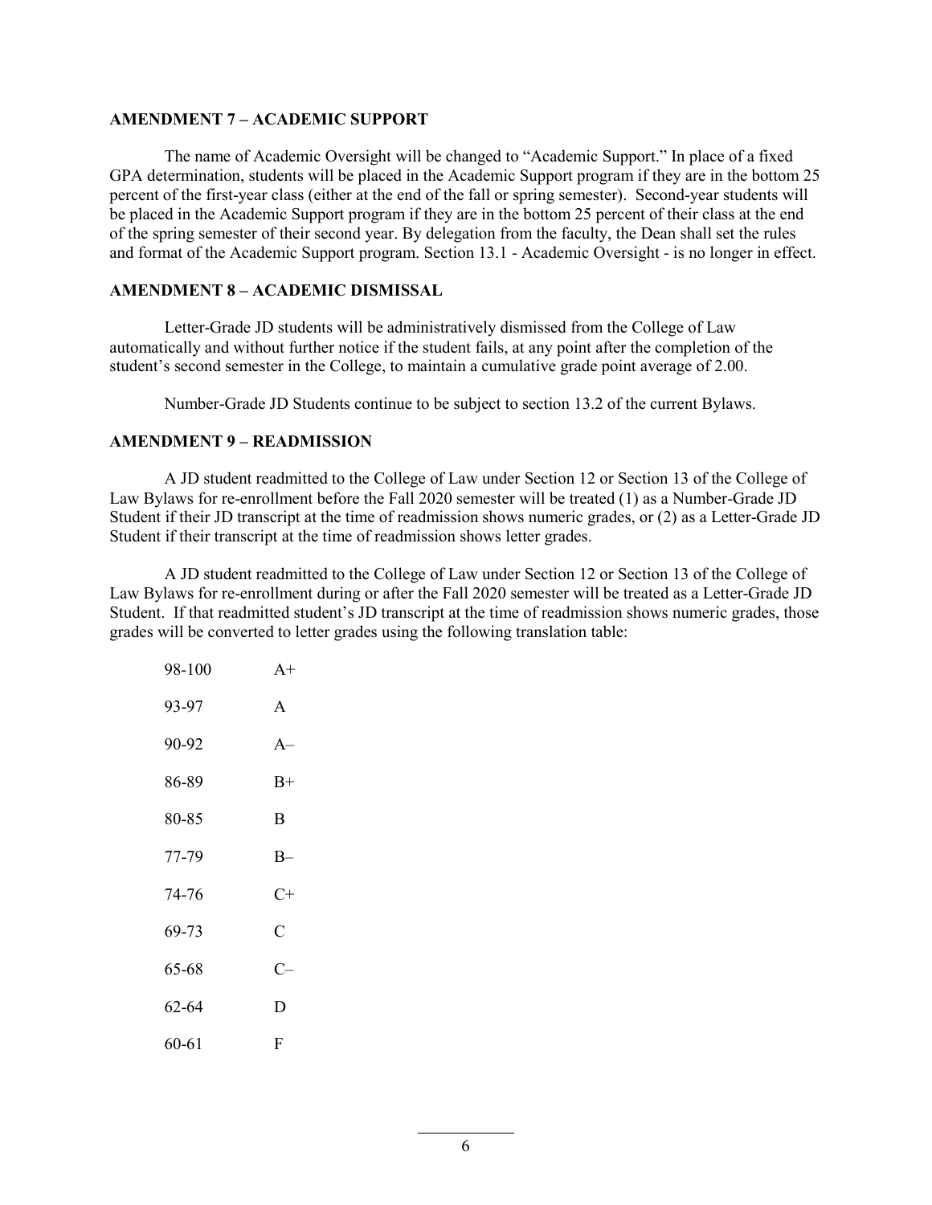## AMENDMENT 7 – ACADEMIC SUPPORT

The name of Academic Oversight will be changed to "Academic Support." In place of a fixed GPA determination, students will be placed in the Academic Support program if they are in the bottom 25 percent of the first-year class (either at the end of the fall or spring semester). Second-year students will be placed in the Academic Support program if they are in the bottom 25 percent of their class at the end of the spring semester of their second year. By delegation from the faculty, the Dean shall set the rules and format of the Academic Support program. Section 13.1 - Academic Oversight - is no longer in effect.

## AMENDMENT 8 – ACADEMIC DISMISSAL

Letter-Grade JD students will be administratively dismissed from the College of Law automatically and without further notice if the student fails, at any point after the completion of the student's second semester in the College, to maintain a cumulative grade point average of 2.00.

Number-Grade JD Students continue to be subject to section 13.2 of the current Bylaws.

## AMENDMENT 9 – READMISSION

A JD student readmitted to the College of Law under Section 12 or Section 13 of the College of Law Bylaws for re-enrollment before the Fall 2020 semester will be treated (1) as a Number-Grade JD Student if their JD transcript at the time of readmission shows numeric grades, or (2) as a Letter-Grade JD Student if their transcript at the time of readmission shows letter grades.

A JD student readmitted to the College of Law under Section 12 or Section 13 of the College of Law Bylaws for re-enrollment during or after the Fall 2020 semester will be treated as a Letter-Grade JD Student. If that readmitted student's JD transcript at the time of readmission shows numeric grades, those grades will be converted to letter grades using the following translation table:

| Numeric Grade | Letter Grade |
|---|---|
| 98-100 | A+ |
| 93-97 | A |
| 90-92 | A– |
| 86-89 | B+ |
| 80-85 | B |
| 77-79 | B– |
| 74-76 | C+ |
| 69-73 | C |
| 65-68 | C– |
| 62-64 | D |
| 60-61 | F |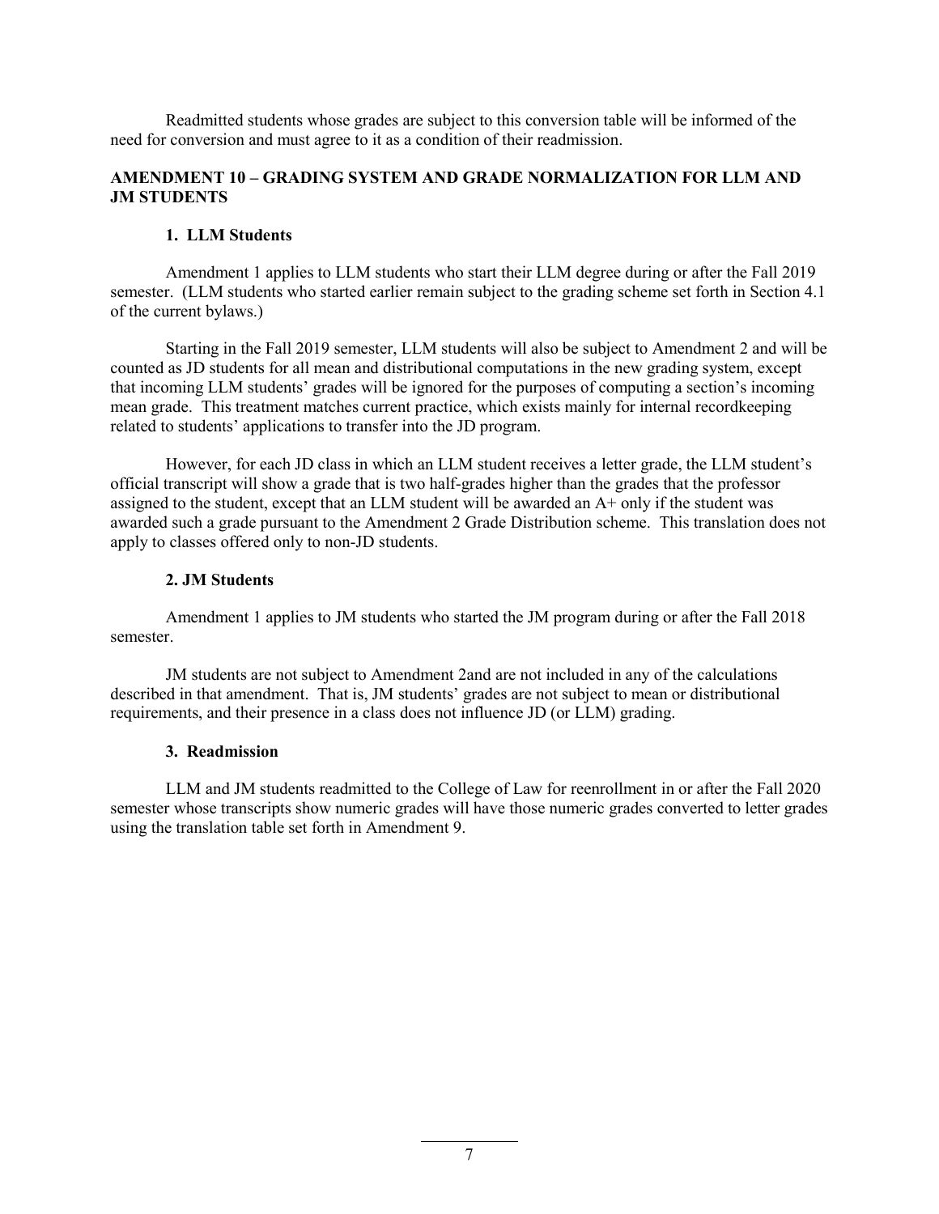Readmitted students whose grades are subject to this conversion table will be informed of the need for conversion and must agree to it as a condition of their readmission.

## AMENDMENT 10 – GRADING SYSTEM AND GRADE NORMALIZATION FOR LLM AND JM STUDENTS

### 1. LLM Students

Amendment 1 applies to LLM students who start their LLM degree during or after the Fall 2019 semester. (LLM students who started earlier remain subject to the grading scheme set forth in Section 4.1 of the current bylaws.)

Starting in the Fall 2019 semester, LLM students will also be subject to Amendment 2 and will be counted as JD students for all mean and distributional computations in the new grading system, except that incoming LLM students' grades will be ignored for the purposes of computing a section's incoming mean grade. This treatment matches current practice, which exists mainly for internal recordkeeping related to students' applications to transfer into the JD program.

However, for each JD class in which an LLM student receives a letter grade, the LLM student's official transcript will show a grade that is two half-grades higher than the grades that the professor assigned to the student, except that an LLM student will be awarded an A+ only if the student was awarded such a grade pursuant to the Amendment 2 Grade Distribution scheme. This translation does not apply to classes offered only to non-JD students.

### 2. JM Students

Amendment 1 applies to JM students who started the JM program during or after the Fall 2018 semester.

JM students are not subject to Amendment 2and are not included in any of the calculations described in that amendment. That is, JM students' grades are not subject to mean or distributional requirements, and their presence in a class does not influence JD (or LLM) grading.

### 3. Readmission

LLM and JM students readmitted to the College of Law for reenrollment in or after the Fall 2020 semester whose transcripts show numeric grades will have those numeric grades converted to letter grades using the translation table set forth in Amendment 9.